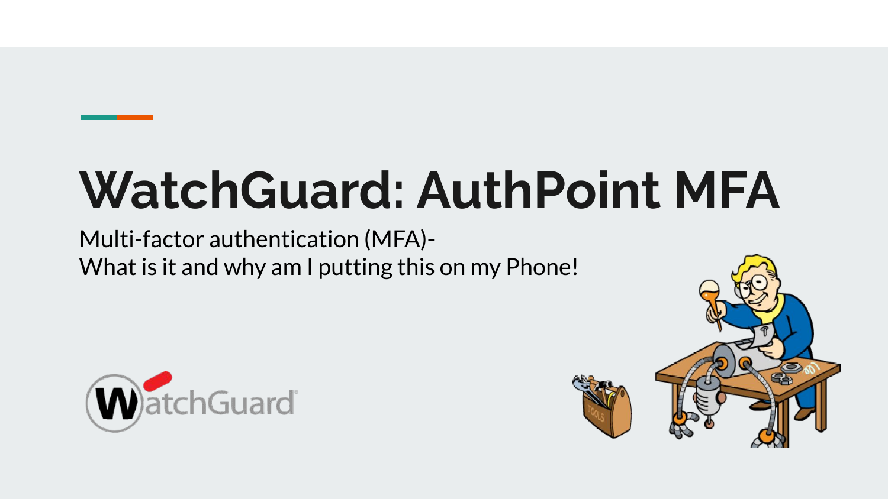# WatchGuard: AuthPoint MFA

Multi-factor authentication (MFA)-
What is it and why am I putting this on my Phone!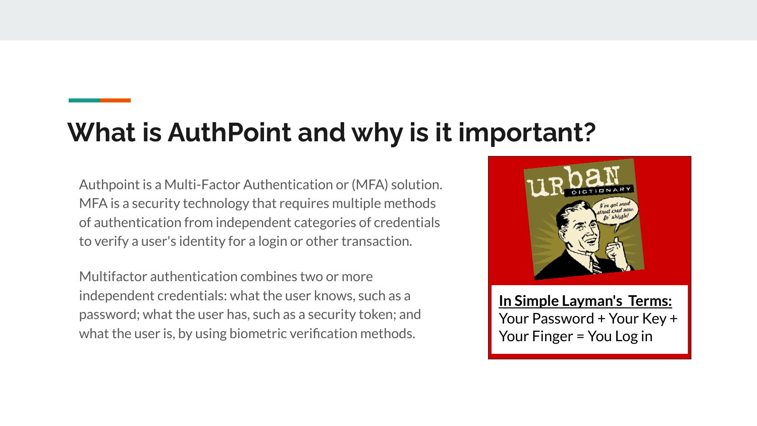# What is AuthPoint and why is it important?

Authpoint is a Multi-Factor Authentication or (MFA) solution. MFA is a security technology that requires multiple methods of authentication from independent categories of credentials to verify a user's identity for a login or other transaction.

Multifactor authentication combines two or more independent credentials: what the user knows, such as a password; what the user has, such as a security token; and what the user is, by using biometric verification methods.

**In Simple Layman's Terms:**
Your Password + Your Key + Your Finger = You Log in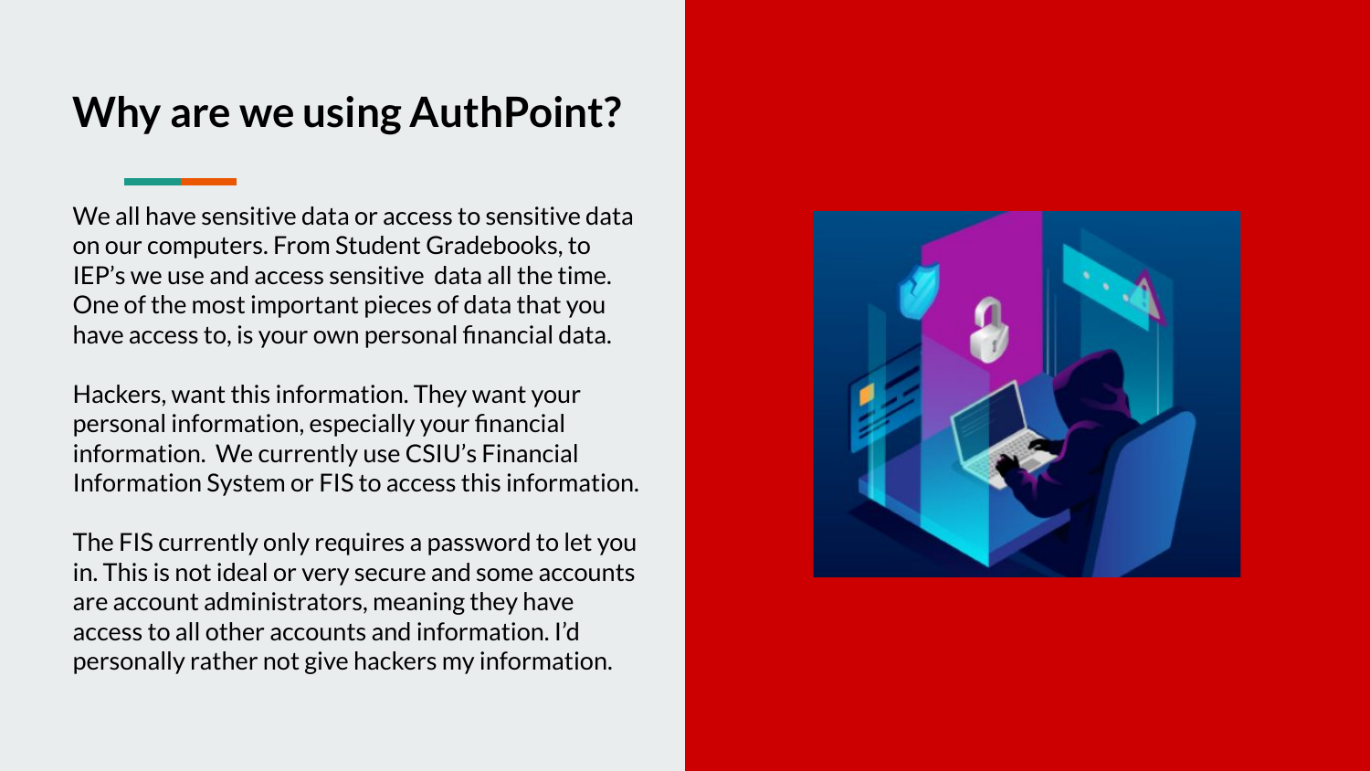# Why are we using AuthPoint?

We all have sensitive data or access to sensitive data on our computers. From Student Gradebooks, to IEP's we use and access sensitive data all the time. One of the most important pieces of data that you have access to, is your own personal financial data.

Hackers, want this information. They want your personal information, especially your financial information. We currently use CSIU's Financial Information System or FIS to access this information.

The FIS currently only requires a password to let you in. This is not ideal or very secure and some accounts are account administrators, meaning they have access to all other accounts and information. I'd personally rather not give hackers my information.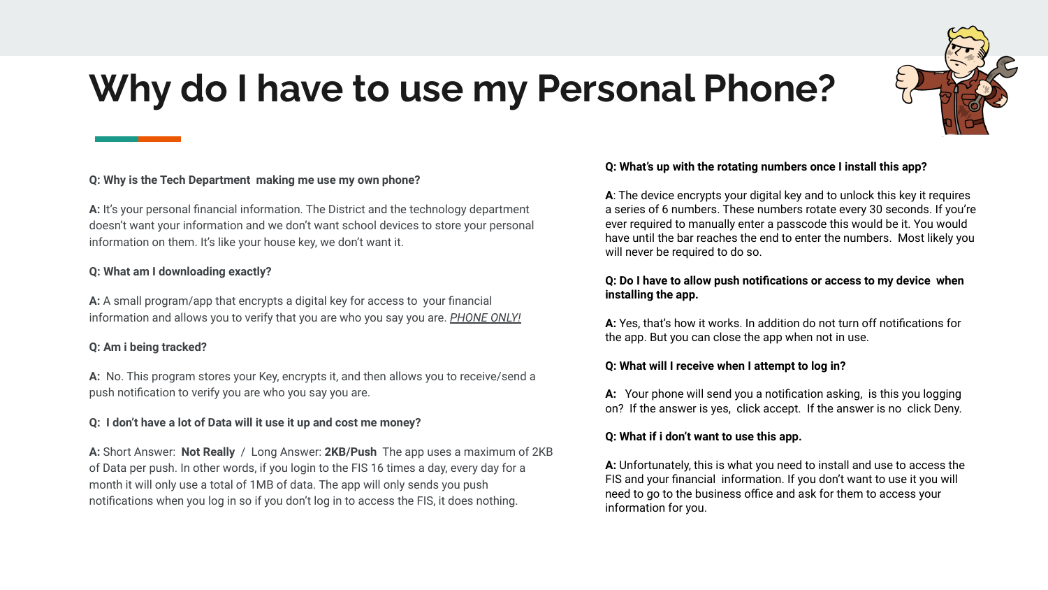# Why do I have to use my Personal Phone?

**Q: Why is the Tech Department  making me use my own phone?**

**A:** It's your personal financial information. The District and the technology department doesn't want your information and we don't want school devices to store your personal information on them. It's like your house key, we don't want it.

**Q: What am I downloading exactly?**

**A:** A small program/app that encrypts a digital key for access to  your financial information and allows you to verify that you are who you say you are. *PHONE ONLY!*

**Q: Am i being tracked?**

**A:**  No. This program stores your Key, encrypts it, and then allows you to receive/send a push notification to verify you are who you say you are.

**Q:  I don't have a lot of Data will it use it up and cost me money?**

**A:** Short Answer:  **Not Really**  /  Long Answer: **2KB/Push**  The app uses a maximum of 2KB of Data per push. In other words, if you login to the FIS 16 times a day, every day for a month it will only use a total of 1MB of data. The app will only sends you push notifications when you log in so if you don't log in to access the FIS, it does nothing.

**Q: What's up with the rotating numbers once I install this app?**

**A**: The device encrypts your digital key and to unlock this key it requires a series of 6 numbers. These numbers rotate every 30 seconds. If you're ever required to manually enter a passcode this would be it. You would have until the bar reaches the end to enter the numbers.  Most likely you will never be required to do so.

**Q: Do I have to allow push notifications or access to my device  when installing the app.**

**A:** Yes, that's how it works. In addition do not turn off notifications for the app. But you can close the app when not in use.

**Q: What will I receive when I attempt to log in?**

**A:**   Your phone will send you a notification asking,  is this you logging on?  If the answer is yes,  click accept.  If the answer is no  click Deny.

**Q: What if i don't want to use this app.**

**A:** Unfortunately, this is what you need to install and use to access the FIS and your financial  information. If you don't want to use it you will need to go to the business office and ask for them to access your information for you.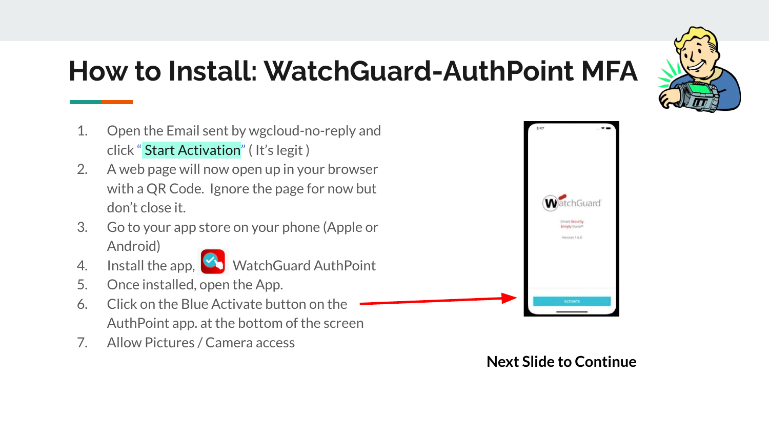# How to Install: WatchGuard-AuthPoint MFA

1. Open the Email sent by wgcloud-no-reply and click " Start Activation" ( It's legit )
2. A web page will now open up in your browser with a QR Code. Ignore the page for now but don't close it.
3. Go to your app store on your phone (Apple or Android)
4. Install the app, WatchGuard AuthPoint
5. Once installed, open the App.
6. Click on the Blue Activate button on the AuthPoint app. at the bottom of the screen
7. Allow Pictures / Camera access

**Next Slide to Continue**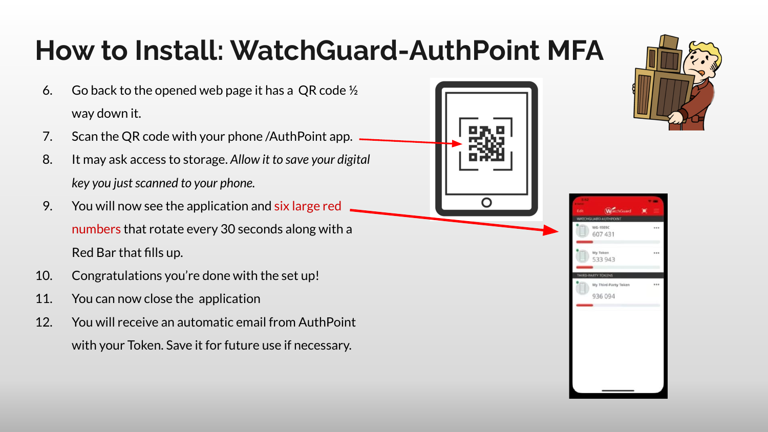# How to Install: WatchGuard-AuthPoint MFA

6. Go back to the opened web page it has a QR code ½ way down it.
7. Scan the QR code with your phone /AuthPoint app.
8. It may ask access to storage. *Allow it to save your digital key you just scanned to your phone.*
9. You will now see the application and six large red numbers that rotate every 30 seconds along with a Red Bar that fills up.
10. Congratulations you're done with the set up!
11. You can now close the application
12. You will receive an automatic email from AuthPoint with your Token. Save it for future use if necessary.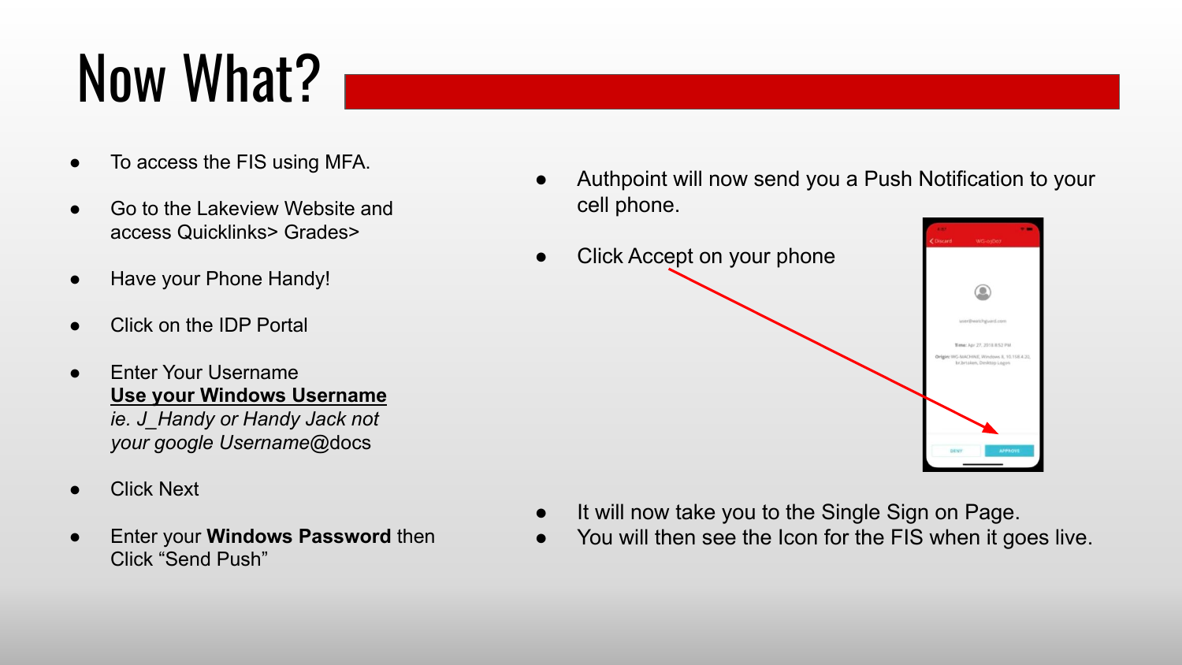# Now What?

- To access the FIS using MFA.
- Go to the Lakeview Website and access Quicklinks> Grades>
- Have your Phone Handy!
- Click on the IDP Portal
- Enter Your Username
  **Use your Windows Username**
  *ie. J_Handy or Handy Jack not your google Username*@docs
- Click Next
- Enter your **Windows Password** then Click "Send Push"

- Authpoint will now send you a Push Notification to your cell phone.
- Click Accept on your phone

- It will now take you to the Single Sign on Page.
- You will then see the Icon for the FIS when it goes live.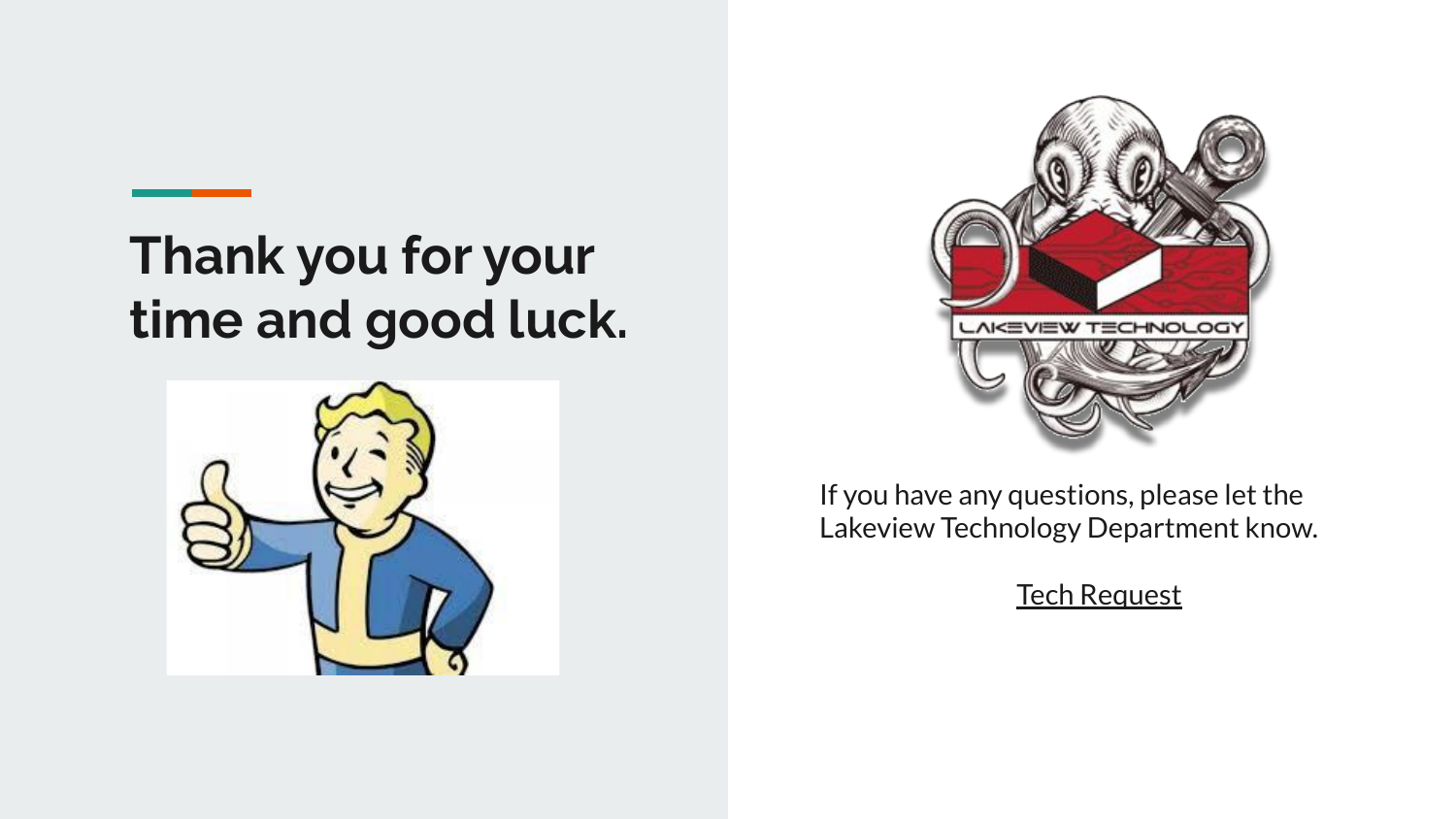# Thank you for your time and good luck.

If you have any questions, please let the Lakeview Technology Department know.

Tech Request